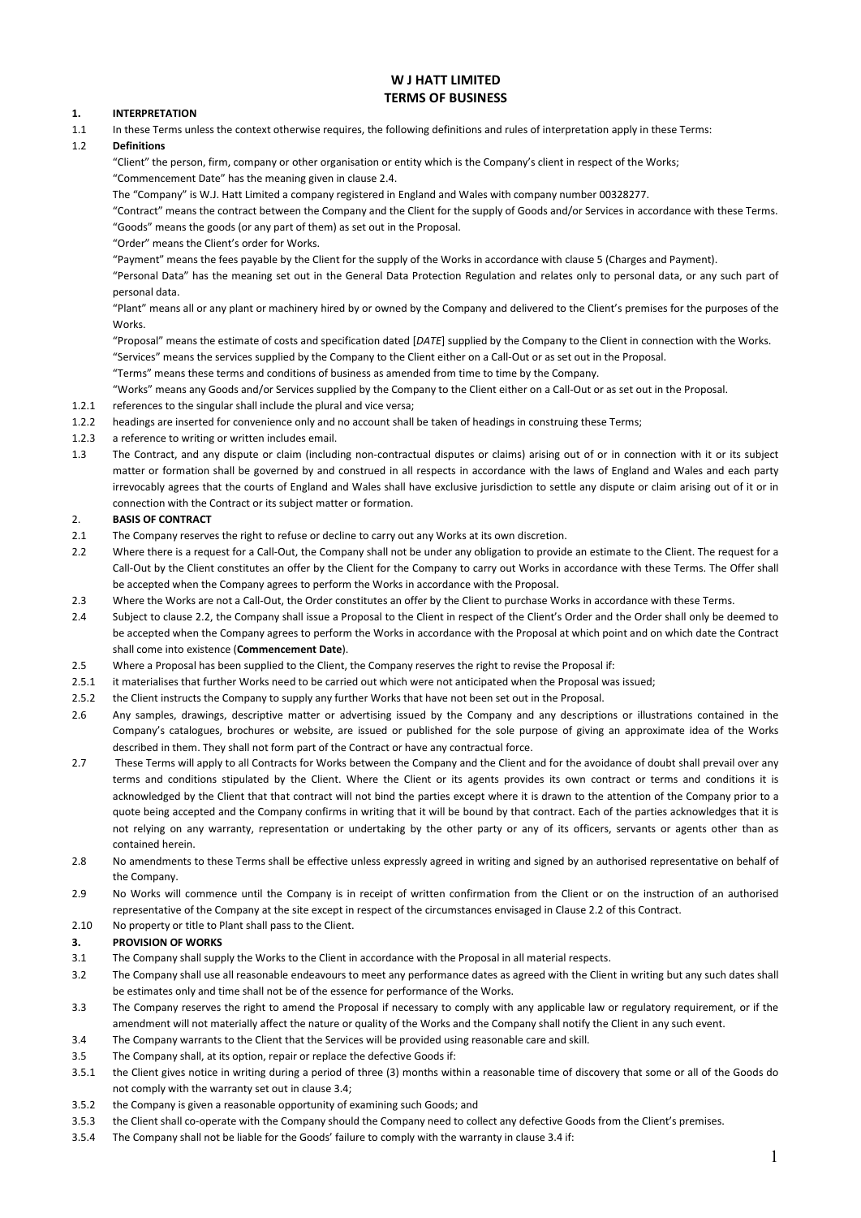# W J HATT LIMITED
# TERMS OF BUSINESS

**1. INTERPRETATION**

1.1 In these Terms unless the context otherwise requires, the following definitions and rules of interpretation apply in these Terms:

1.2 **Definitions**

"Client" the person, firm, company or other organisation or entity which is the Company's client in respect of the Works;

"Commencement Date" has the meaning given in clause 2.4.

The "Company" is W.J. Hatt Limited a company registered in England and Wales with company number 00328277.

"Contract" means the contract between the Company and the Client for the supply of Goods and/or Services in accordance with these Terms.

"Goods" means the goods (or any part of them) as set out in the Proposal.

"Order" means the Client's order for Works.

"Payment" means the fees payable by the Client for the supply of the Works in accordance with clause 5 (Charges and Payment).

"Personal Data" has the meaning set out in the General Data Protection Regulation and relates only to personal data, or any such part of personal data.

"Plant" means all or any plant or machinery hired by or owned by the Company and delivered to the Client's premises for the purposes of the Works.

"Proposal" means the estimate of costs and specification dated [*DATE*] supplied by the Company to the Client in connection with the Works.

"Services" means the services supplied by the Company to the Client either on a Call-Out or as set out in the Proposal.

"Terms" means these terms and conditions of business as amended from time to time by the Company.

"Works" means any Goods and/or Services supplied by the Company to the Client either on a Call-Out or as set out in the Proposal.

1.2.1 references to the singular shall include the plural and vice versa;

1.2.2 headings are inserted for convenience only and no account shall be taken of headings in construing these Terms;

1.2.3 a reference to writing or written includes email.

1.3 The Contract, and any dispute or claim (including non-contractual disputes or claims) arising out of or in connection with it or its subject matter or formation shall be governed by and construed in all respects in accordance with the laws of England and Wales and each party irrevocably agrees that the courts of England and Wales shall have exclusive jurisdiction to settle any dispute or claim arising out of it or in connection with the Contract or its subject matter or formation.

**2. BASIS OF CONTRACT**

2.1 The Company reserves the right to refuse or decline to carry out any Works at its own discretion.

2.2 Where there is a request for a Call-Out, the Company shall not be under any obligation to provide an estimate to the Client. The request for a Call-Out by the Client constitutes an offer by the Client for the Company to carry out Works in accordance with these Terms. The Offer shall be accepted when the Company agrees to perform the Works in accordance with the Proposal.

2.3 Where the Works are not a Call-Out, the Order constitutes an offer by the Client to purchase Works in accordance with these Terms.

2.4 Subject to clause 2.2, the Company shall issue a Proposal to the Client in respect of the Client's Order and the Order shall only be deemed to be accepted when the Company agrees to perform the Works in accordance with the Proposal at which point and on which date the Contract shall come into existence (**Commencement Date**).

2.5 Where a Proposal has been supplied to the Client, the Company reserves the right to revise the Proposal if:

2.5.1 it materialises that further Works need to be carried out which were not anticipated when the Proposal was issued;

2.5.2 the Client instructs the Company to supply any further Works that have not been set out in the Proposal.

2.6 Any samples, drawings, descriptive matter or advertising issued by the Company and any descriptions or illustrations contained in the Company's catalogues, brochures or website, are issued or published for the sole purpose of giving an approximate idea of the Works described in them. They shall not form part of the Contract or have any contractual force.

2.7 These Terms will apply to all Contracts for Works between the Company and the Client and for the avoidance of doubt shall prevail over any terms and conditions stipulated by the Client. Where the Client or its agents provides its own contract or terms and conditions it is acknowledged by the Client that that contract will not bind the parties except where it is drawn to the attention of the Company prior to a quote being accepted and the Company confirms in writing that it will be bound by that contract. Each of the parties acknowledges that it is not relying on any warranty, representation or undertaking by the other party or any of its officers, servants or agents other than as contained herein.

2.8 No amendments to these Terms shall be effective unless expressly agreed in writing and signed by an authorised representative on behalf of the Company.

2.9 No Works will commence until the Company is in receipt of written confirmation from the Client or on the instruction of an authorised representative of the Company at the site except in respect of the circumstances envisaged in Clause 2.2 of this Contract.

2.10 No property or title to Plant shall pass to the Client.

**3. PROVISION OF WORKS**

3.1 The Company shall supply the Works to the Client in accordance with the Proposal in all material respects.

3.2 The Company shall use all reasonable endeavours to meet any performance dates as agreed with the Client in writing but any such dates shall be estimates only and time shall not be of the essence for performance of the Works.

3.3 The Company reserves the right to amend the Proposal if necessary to comply with any applicable law or regulatory requirement, or if the amendment will not materially affect the nature or quality of the Works and the Company shall notify the Client in any such event.

3.4 The Company warrants to the Client that the Services will be provided using reasonable care and skill.

3.5 The Company shall, at its option, repair or replace the defective Goods if:

3.5.1 the Client gives notice in writing during a period of three (3) months within a reasonable time of discovery that some or all of the Goods do not comply with the warranty set out in clause 3.4;

3.5.2 the Company is given a reasonable opportunity of examining such Goods; and

3.5.3 the Client shall co-operate with the Company should the Company need to collect any defective Goods from the Client's premises.

3.5.4 The Company shall not be liable for the Goods' failure to comply with the warranty in clause 3.4 if: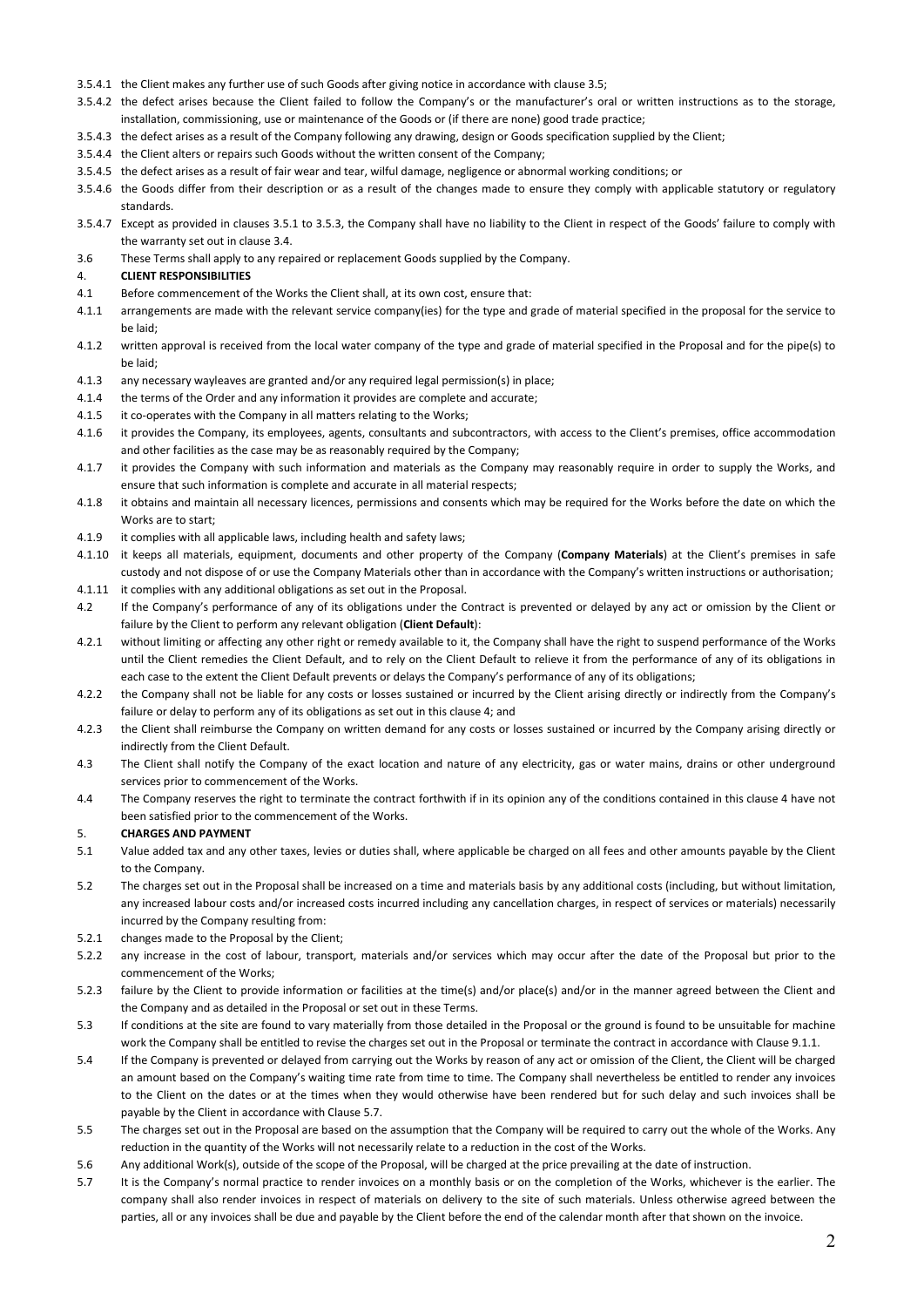3.5.4.1 the Client makes any further use of such Goods after giving notice in accordance with clause 3.5;

3.5.4.2 the defect arises because the Client failed to follow the Company's or the manufacturer's oral or written instructions as to the storage, installation, commissioning, use or maintenance of the Goods or (if there are none) good trade practice;

3.5.4.3 the defect arises as a result of the Company following any drawing, design or Goods specification supplied by the Client;

3.5.4.4 the Client alters or repairs such Goods without the written consent of the Company;

3.5.4.5 the defect arises as a result of fair wear and tear, wilful damage, negligence or abnormal working conditions; or

3.5.4.6 the Goods differ from their description or as a result of the changes made to ensure they comply with applicable statutory or regulatory standards.

3.5.4.7 Except as provided in clauses 3.5.1 to 3.5.3, the Company shall have no liability to the Client in respect of the Goods' failure to comply with the warranty set out in clause 3.4.

3.6 These Terms shall apply to any repaired or replacement Goods supplied by the Company.

4. **CLIENT RESPONSIBILITIES**

4.1 Before commencement of the Works the Client shall, at its own cost, ensure that:

4.1.1 arrangements are made with the relevant service company(ies) for the type and grade of material specified in the proposal for the service to be laid;

4.1.2 written approval is received from the local water company of the type and grade of material specified in the Proposal and for the pipe(s) to be laid;

4.1.3 any necessary wayleaves are granted and/or any required legal permission(s) in place;

4.1.4 the terms of the Order and any information it provides are complete and accurate;

4.1.5 it co-operates with the Company in all matters relating to the Works;

4.1.6 it provides the Company, its employees, agents, consultants and subcontractors, with access to the Client's premises, office accommodation and other facilities as the case may be as reasonably required by the Company;

4.1.7 it provides the Company with such information and materials as the Company may reasonably require in order to supply the Works, and ensure that such information is complete and accurate in all material respects;

4.1.8 it obtains and maintain all necessary licences, permissions and consents which may be required for the Works before the date on which the Works are to start;

4.1.9 it complies with all applicable laws, including health and safety laws;

4.1.10 it keeps all materials, equipment, documents and other property of the Company (**Company Materials**) at the Client's premises in safe custody and not dispose of or use the Company Materials other than in accordance with the Company's written instructions or authorisation;

4.1.11 it complies with any additional obligations as set out in the Proposal.

4.2 If the Company's performance of any of its obligations under the Contract is prevented or delayed by any act or omission by the Client or failure by the Client to perform any relevant obligation (**Client Default**):

4.2.1 without limiting or affecting any other right or remedy available to it, the Company shall have the right to suspend performance of the Works until the Client remedies the Client Default, and to rely on the Client Default to relieve it from the performance of any of its obligations in each case to the extent the Client Default prevents or delays the Company's performance of any of its obligations;

4.2.2 the Company shall not be liable for any costs or losses sustained or incurred by the Client arising directly or indirectly from the Company's failure or delay to perform any of its obligations as set out in this clause 4; and

4.2.3 the Client shall reimburse the Company on written demand for any costs or losses sustained or incurred by the Company arising directly or indirectly from the Client Default.

4.3 The Client shall notify the Company of the exact location and nature of any electricity, gas or water mains, drains or other underground services prior to commencement of the Works.

4.4 The Company reserves the right to terminate the contract forthwith if in its opinion any of the conditions contained in this clause 4 have not been satisfied prior to the commencement of the Works.

5. **CHARGES AND PAYMENT**

5.1 Value added tax and any other taxes, levies or duties shall, where applicable be charged on all fees and other amounts payable by the Client to the Company.

5.2 The charges set out in the Proposal shall be increased on a time and materials basis by any additional costs (including, but without limitation, any increased labour costs and/or increased costs incurred including any cancellation charges, in respect of services or materials) necessarily incurred by the Company resulting from:

5.2.1 changes made to the Proposal by the Client;

5.2.2 any increase in the cost of labour, transport, materials and/or services which may occur after the date of the Proposal but prior to the commencement of the Works;

5.2.3 failure by the Client to provide information or facilities at the time(s) and/or place(s) and/or in the manner agreed between the Client and the Company and as detailed in the Proposal or set out in these Terms.

5.3 If conditions at the site are found to vary materially from those detailed in the Proposal or the ground is found to be unsuitable for machine work the Company shall be entitled to revise the charges set out in the Proposal or terminate the contract in accordance with Clause 9.1.1.

5.4 If the Company is prevented or delayed from carrying out the Works by reason of any act or omission of the Client, the Client will be charged an amount based on the Company's waiting time rate from time to time. The Company shall nevertheless be entitled to render any invoices to the Client on the dates or at the times when they would otherwise have been rendered but for such delay and such invoices shall be payable by the Client in accordance with Clause 5.7.

5.5 The charges set out in the Proposal are based on the assumption that the Company will be required to carry out the whole of the Works. Any reduction in the quantity of the Works will not necessarily relate to a reduction in the cost of the Works.

5.6 Any additional Work(s), outside of the scope of the Proposal, will be charged at the price prevailing at the date of instruction.

5.7 It is the Company's normal practice to render invoices on a monthly basis or on the completion of the Works, whichever is the earlier. The company shall also render invoices in respect of materials on delivery to the site of such materials. Unless otherwise agreed between the parties, all or any invoices shall be due and payable by the Client before the end of the calendar month after that shown on the invoice.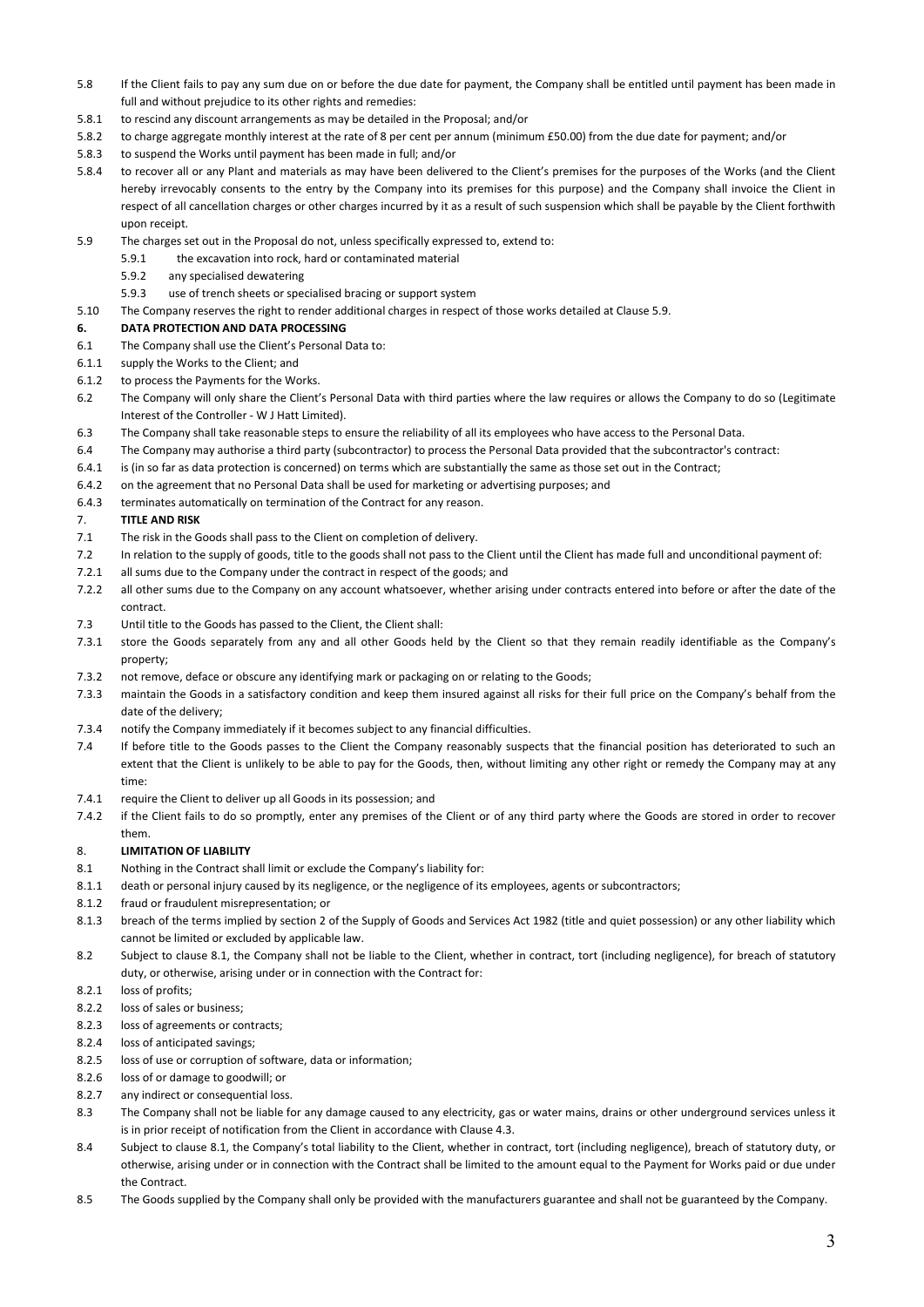5.8 If the Client fails to pay any sum due on or before the due date for payment, the Company shall be entitled until payment has been made in full and without prejudice to its other rights and remedies:

5.8.1 to rescind any discount arrangements as may be detailed in the Proposal; and/or

5.8.2 to charge aggregate monthly interest at the rate of 8 per cent per annum (minimum £50.00) from the due date for payment; and/or

5.8.3 to suspend the Works until payment has been made in full; and/or

5.8.4 to recover all or any Plant and materials as may have been delivered to the Client's premises for the purposes of the Works (and the Client hereby irrevocably consents to the entry by the Company into its premises for this purpose) and the Company shall invoice the Client in respect of all cancellation charges or other charges incurred by it as a result of such suspension which shall be payable by the Client forthwith upon receipt.

5.9 The charges set out in the Proposal do not, unless specifically expressed to, extend to:

5.9.1 the excavation into rock, hard or contaminated material

5.9.2 any specialised dewatering

5.9.3 use of trench sheets or specialised bracing or support system

5.10 The Company reserves the right to render additional charges in respect of those works detailed at Clause 5.9.

**6. DATA PROTECTION AND DATA PROCESSING**

6.1 The Company shall use the Client's Personal Data to:

6.1.1 supply the Works to the Client; and

6.1.2 to process the Payments for the Works.

6.2 The Company will only share the Client's Personal Data with third parties where the law requires or allows the Company to do so (Legitimate Interest of the Controller - W J Hatt Limited).

6.3 The Company shall take reasonable steps to ensure the reliability of all its employees who have access to the Personal Data.

6.4 The Company may authorise a third party (subcontractor) to process the Personal Data provided that the subcontractor's contract:

6.4.1 is (in so far as data protection is concerned) on terms which are substantially the same as those set out in the Contract;

6.4.2 on the agreement that no Personal Data shall be used for marketing or advertising purposes; and

6.4.3 terminates automatically on termination of the Contract for any reason.

**7. TITLE AND RISK**

7.1 The risk in the Goods shall pass to the Client on completion of delivery.

7.2 In relation to the supply of goods, title to the goods shall not pass to the Client until the Client has made full and unconditional payment of:

7.2.1 all sums due to the Company under the contract in respect of the goods; and

7.2.2 all other sums due to the Company on any account whatsoever, whether arising under contracts entered into before or after the date of the contract.

7.3 Until title to the Goods has passed to the Client, the Client shall:

7.3.1 store the Goods separately from any and all other Goods held by the Client so that they remain readily identifiable as the Company's property;

7.3.2 not remove, deface or obscure any identifying mark or packaging on or relating to the Goods;

7.3.3 maintain the Goods in a satisfactory condition and keep them insured against all risks for their full price on the Company's behalf from the date of the delivery;

7.3.4 notify the Company immediately if it becomes subject to any financial difficulties.

7.4 If before title to the Goods passes to the Client the Company reasonably suspects that the financial position has deteriorated to such an extent that the Client is unlikely to be able to pay for the Goods, then, without limiting any other right or remedy the Company may at any time:

7.4.1 require the Client to deliver up all Goods in its possession; and

7.4.2 if the Client fails to do so promptly, enter any premises of the Client or of any third party where the Goods are stored in order to recover them.

**8. LIMITATION OF LIABILITY**

8.1 Nothing in the Contract shall limit or exclude the Company's liability for:

8.1.1 death or personal injury caused by its negligence, or the negligence of its employees, agents or subcontractors;

8.1.2 fraud or fraudulent misrepresentation; or

8.1.3 breach of the terms implied by section 2 of the Supply of Goods and Services Act 1982 (title and quiet possession) or any other liability which cannot be limited or excluded by applicable law.

8.2 Subject to clause 8.1, the Company shall not be liable to the Client, whether in contract, tort (including negligence), for breach of statutory duty, or otherwise, arising under or in connection with the Contract for:

8.2.1 loss of profits;

8.2.2 loss of sales or business;

8.2.3 loss of agreements or contracts;

8.2.4 loss of anticipated savings;

8.2.5 loss of use or corruption of software, data or information;

8.2.6 loss of or damage to goodwill; or

8.2.7 any indirect or consequential loss.

8.3 The Company shall not be liable for any damage caused to any electricity, gas or water mains, drains or other underground services unless it is in prior receipt of notification from the Client in accordance with Clause 4.3.

8.4 Subject to clause 8.1, the Company's total liability to the Client, whether in contract, tort (including negligence), breach of statutory duty, or otherwise, arising under or in connection with the Contract shall be limited to the amount equal to the Payment for Works paid or due under the Contract.

8.5 The Goods supplied by the Company shall only be provided with the manufacturers guarantee and shall not be guaranteed by the Company.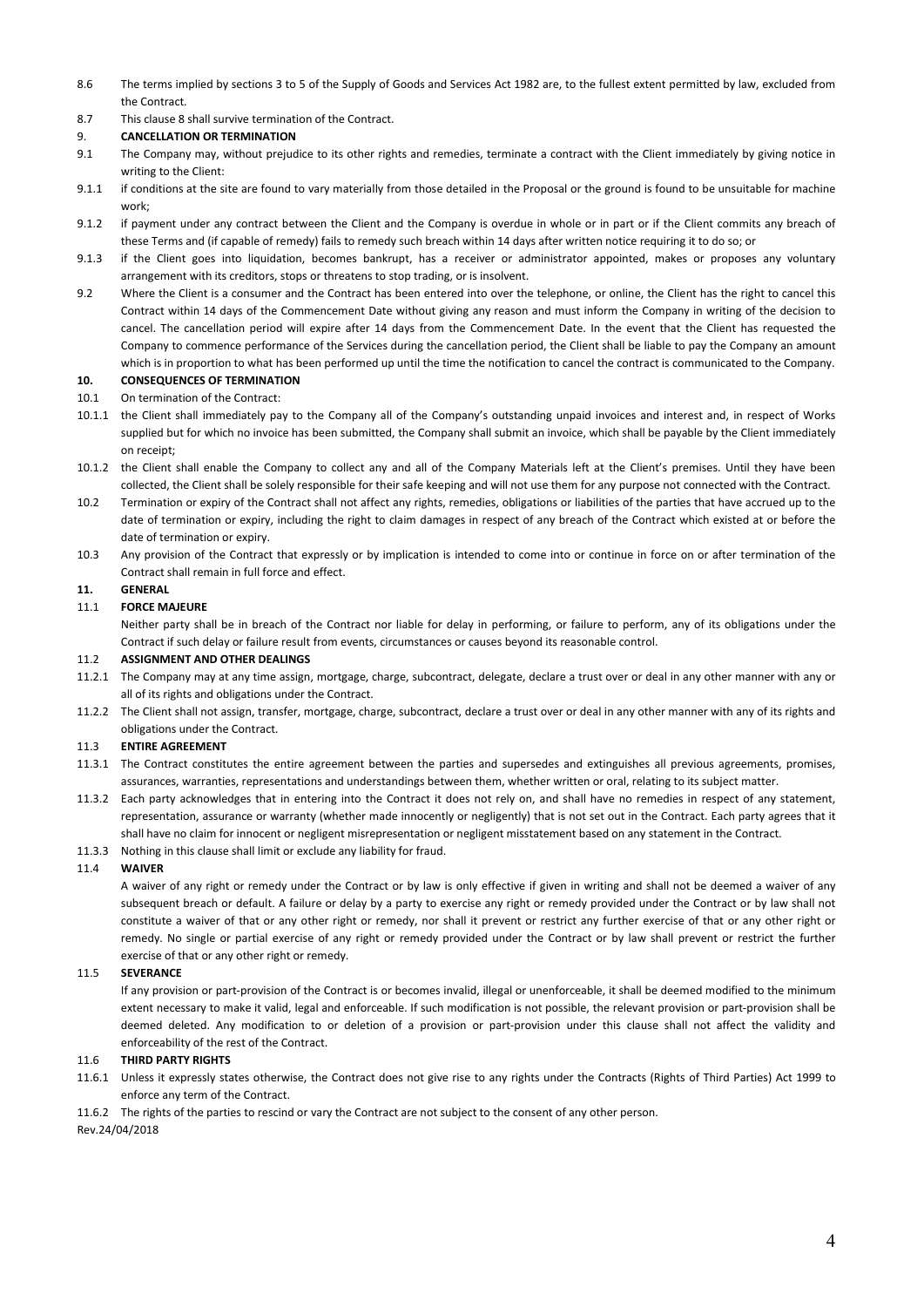8.6 The terms implied by sections 3 to 5 of the Supply of Goods and Services Act 1982 are, to the fullest extent permitted by law, excluded from the Contract.

8.7 This clause 8 shall survive termination of the Contract.

## 9. CANCELLATION OR TERMINATION

9.1 The Company may, without prejudice to its other rights and remedies, terminate a contract with the Client immediately by giving notice in writing to the Client:

9.1.1 if conditions at the site are found to vary materially from those detailed in the Proposal or the ground is found to be unsuitable for machine work;

9.1.2 if payment under any contract between the Client and the Company is overdue in whole or in part or if the Client commits any breach of these Terms and (if capable of remedy) fails to remedy such breach within 14 days after written notice requiring it to do so; or

9.1.3 if the Client goes into liquidation, becomes bankrupt, has a receiver or administrator appointed, makes or proposes any voluntary arrangement with its creditors, stops or threatens to stop trading, or is insolvent.

9.2 Where the Client is a consumer and the Contract has been entered into over the telephone, or online, the Client has the right to cancel this Contract within 14 days of the Commencement Date without giving any reason and must inform the Company in writing of the decision to cancel. The cancellation period will expire after 14 days from the Commencement Date. In the event that the Client has requested the Company to commence performance of the Services during the cancellation period, the Client shall be liable to pay the Company an amount which is in proportion to what has been performed up until the time the notification to cancel the contract is communicated to the Company.

## 10. CONSEQUENCES OF TERMINATION

10.1 On termination of the Contract:

10.1.1 the Client shall immediately pay to the Company all of the Company's outstanding unpaid invoices and interest and, in respect of Works supplied but for which no invoice has been submitted, the Company shall submit an invoice, which shall be payable by the Client immediately on receipt;

10.1.2 the Client shall enable the Company to collect any and all of the Company Materials left at the Client's premises. Until they have been collected, the Client shall be solely responsible for their safe keeping and will not use them for any purpose not connected with the Contract.

10.2 Termination or expiry of the Contract shall not affect any rights, remedies, obligations or liabilities of the parties that have accrued up to the date of termination or expiry, including the right to claim damages in respect of any breach of the Contract which existed at or before the date of termination or expiry.

10.3 Any provision of the Contract that expressly or by implication is intended to come into or continue in force on or after termination of the Contract shall remain in full force and effect.

## 11. GENERAL

### 11.1 FORCE MAJEURE

Neither party shall be in breach of the Contract nor liable for delay in performing, or failure to perform, any of its obligations under the Contract if such delay or failure result from events, circumstances or causes beyond its reasonable control.

### 11.2 ASSIGNMENT AND OTHER DEALINGS

11.2.1 The Company may at any time assign, mortgage, charge, subcontract, delegate, declare a trust over or deal in any other manner with any or all of its rights and obligations under the Contract.

11.2.2 The Client shall not assign, transfer, mortgage, charge, subcontract, declare a trust over or deal in any other manner with any of its rights and obligations under the Contract.

### 11.3 ENTIRE AGREEMENT

11.3.1 The Contract constitutes the entire agreement between the parties and supersedes and extinguishes all previous agreements, promises, assurances, warranties, representations and understandings between them, whether written or oral, relating to its subject matter.

11.3.2 Each party acknowledges that in entering into the Contract it does not rely on, and shall have no remedies in respect of any statement, representation, assurance or warranty (whether made innocently or negligently) that is not set out in the Contract. Each party agrees that it shall have no claim for innocent or negligent misrepresentation or negligent misstatement based on any statement in the Contract.

11.3.3 Nothing in this clause shall limit or exclude any liability for fraud.

### 11.4 WAIVER

A waiver of any right or remedy under the Contract or by law is only effective if given in writing and shall not be deemed a waiver of any subsequent breach or default. A failure or delay by a party to exercise any right or remedy provided under the Contract or by law shall not constitute a waiver of that or any other right or remedy, nor shall it prevent or restrict any further exercise of that or any other right or remedy. No single or partial exercise of any right or remedy provided under the Contract or by law shall prevent or restrict the further exercise of that or any other right or remedy.

### 11.5 SEVERANCE

If any provision or part-provision of the Contract is or becomes invalid, illegal or unenforceable, it shall be deemed modified to the minimum extent necessary to make it valid, legal and enforceable. If such modification is not possible, the relevant provision or part-provision shall be deemed deleted. Any modification to or deletion of a provision or part-provision under this clause shall not affect the validity and enforceability of the rest of the Contract.

### 11.6 THIRD PARTY RIGHTS

11.6.1 Unless it expressly states otherwise, the Contract does not give rise to any rights under the Contracts (Rights of Third Parties) Act 1999 to enforce any term of the Contract.

11.6.2 The rights of the parties to rescind or vary the Contract are not subject to the consent of any other person.

Rev.24/04/2018